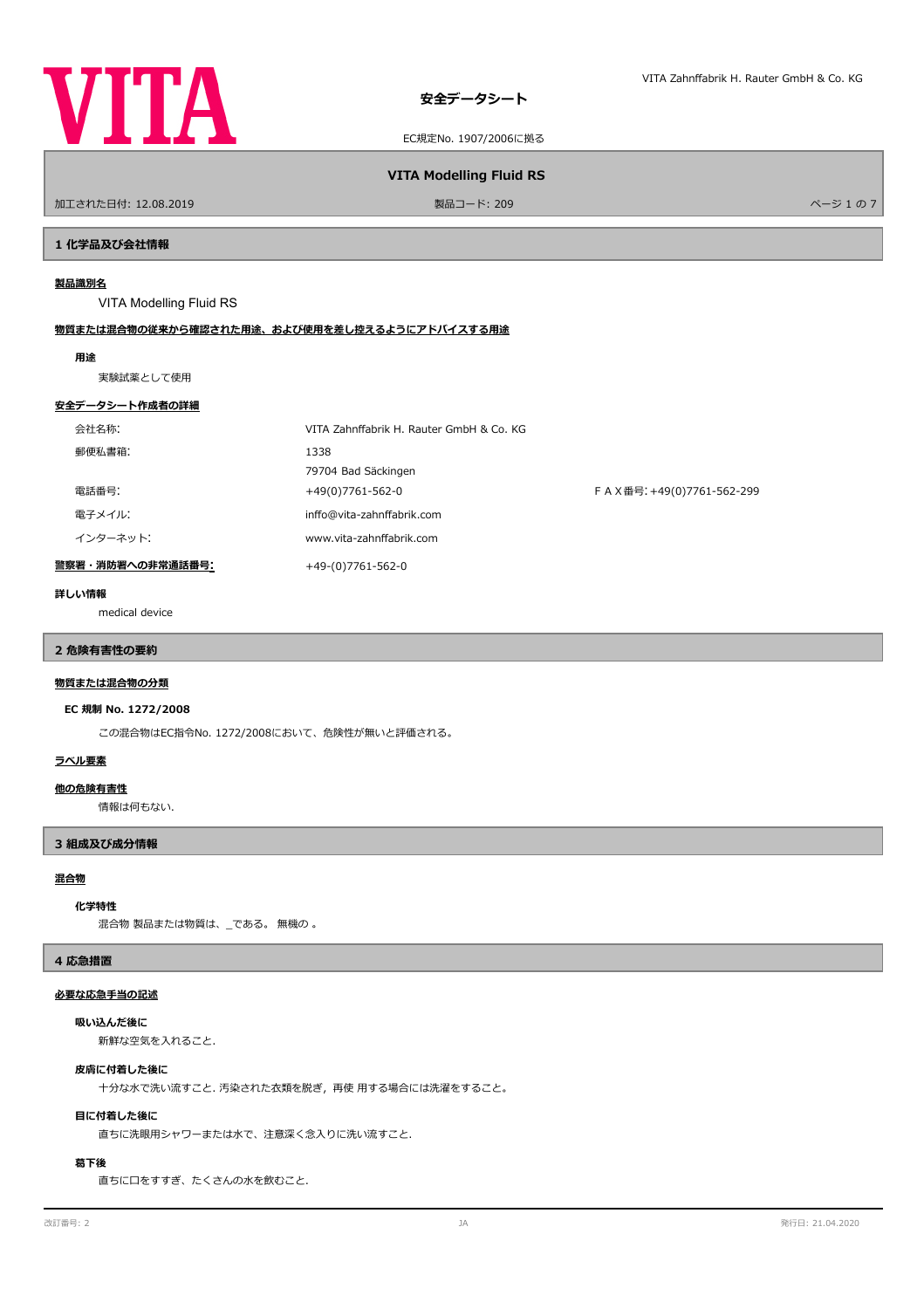VITA

# 安全データシート

EC規定No. 1907/2006に拠る

## VITA Modelling Fluid RS

加工された日付: 12.08.2019　　製品コード: 209

## 1 化学品及び会社情報

**製品識別名**

VITA Modelling Fluid RS

**物質または混合物の従来から確認された用途、および使用を差し控えるようにアドバイスする用途**

**用途**

実験試薬として使用

**安全データシート作成者の詳細**

| | | |
|---|---|---|
| 会社名称: | VITA Zahnffabrik H. Rauter GmbH & Co. KG | |
| 郵便私書箱: | 1338 | |
| | 79704 Bad Säckingen | |
| 電話番号: | +49(0)7761-562-0 | ＦＡＸ番号: +49(0)7761-562-299 |
| 電子メイル: | inffo@vita-zahnffabrik.com | |
| インターネット: | www.vita-zahnffabrik.com | |

**警察署・消防署への非常通話番号:**　+49-(0)7761-562-0

**詳しい情報**

medical device

## 2 危険有害性の要約

**物質または混合物の分類**

**EC 規制 No. 1272/2008**

この混合物はEC指令No. 1272/2008において、危険性が無いと評価される。

**ラベル要素**

**他の危険有害性**

情報は何もない.

## 3 組成及び成分情報

**混合物**

**化学特性**

混合物 製品または物質は、_である。 無機の 。

## 4 応急措置

**必要な応急手当の記述**

**吸い込んだ後に**

新鮮な空気を入れること.

**皮膚に付着した後に**

十分な水で洗い流すこと. 汚染された衣類を脱ぎ，再使 用する場合には洗濯をすること。

**目に付着した後に**

直ちに洗眼用シャワーまたは水で、注意深く念入りに洗い流すこと.

**嚥下後**

直ちに口をすすぎ、たくさんの水を飲むこと.

改訂番号: 2　　JA　　発行日: 21.04.2020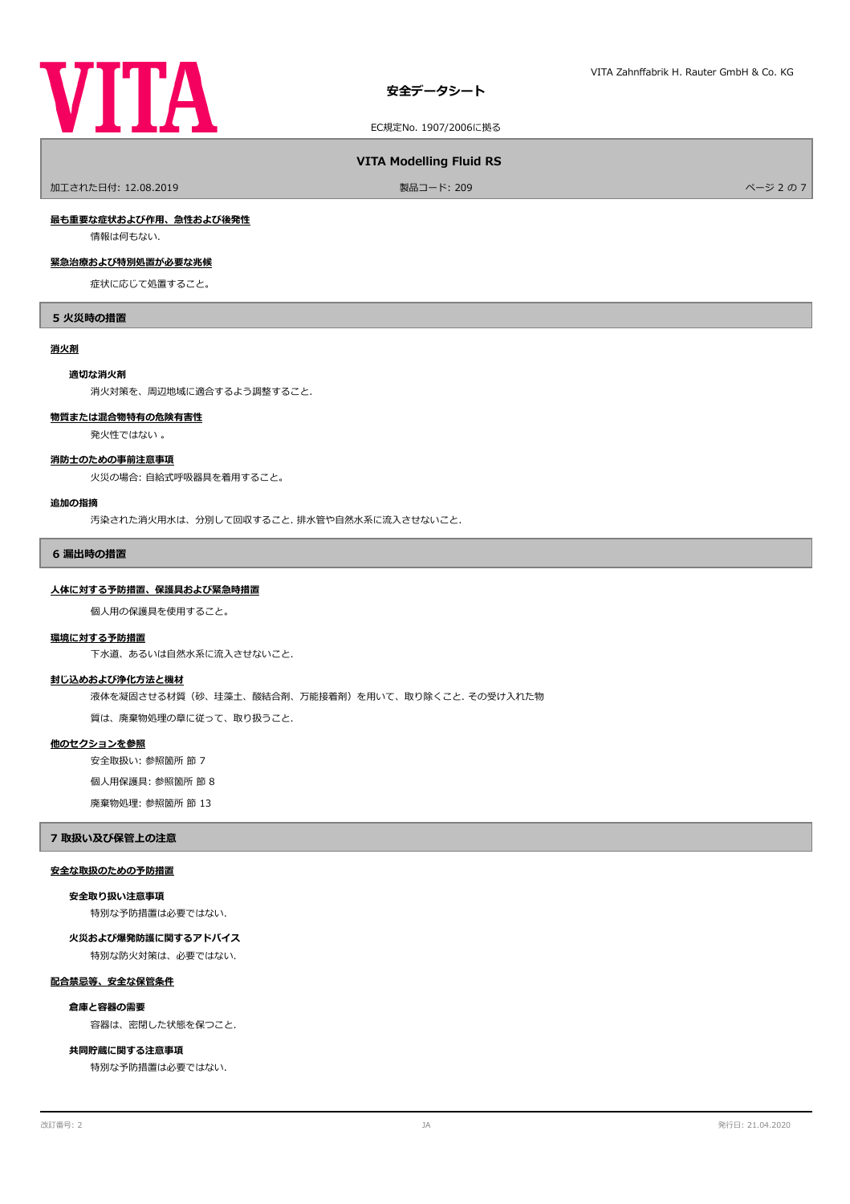**最も重要な症状および作用、急性および後発性**

情報は何もない.

**緊急治療および特別処置が必要な兆候**

症状に応じて処置すること。

## 5 火災時の措置

**消火剤**

**適切な消火剤**

消火対策を、周辺地域に適合するよう調整すること.

**物質または混合物特有の危険有害性**

発火性ではない 。

**消防士のための事前注意事項**

火災の場合: 自給式呼吸器具を着用すること。

**追加の指摘**

汚染された消火用水は、分別して回収すること. 排水管や自然水系に流入させないこと.

## 6 漏出時の措置

**人体に対する予防措置、保護具および緊急時措置**

個人用の保護具を使用すること。

**環境に対する予防措置**

下水道、あるいは自然水系に流入させないこと.

**封じ込めおよび浄化方法と機材**

液体を凝固させる材質（砂、珪藻土、酸結合剤、万能接着剤）を用いて、取り除くこと. その受け入れた物質は、廃棄物処理の章に従って、取り扱うこと.

**他のセクションを参照**

安全取扱い: 参照箇所 節 7

個人用保護具: 参照箇所 節 8

廃棄物処理: 参照箇所 節 13

## 7 取扱い及び保管上の注意

**安全な取扱のための予防措置**

**安全取り扱い注意事項**

特別な予防措置は必要ではない.

**火災および爆発防護に関するアドバイス**

特別な防火対策は、必要ではない.

**配合禁忌等、安全な保管条件**

**倉庫と容器の需要**

容器は、密閉した状態を保つこと.

**共同貯蔵に関する注意事項**

特別な予防措置は必要ではない.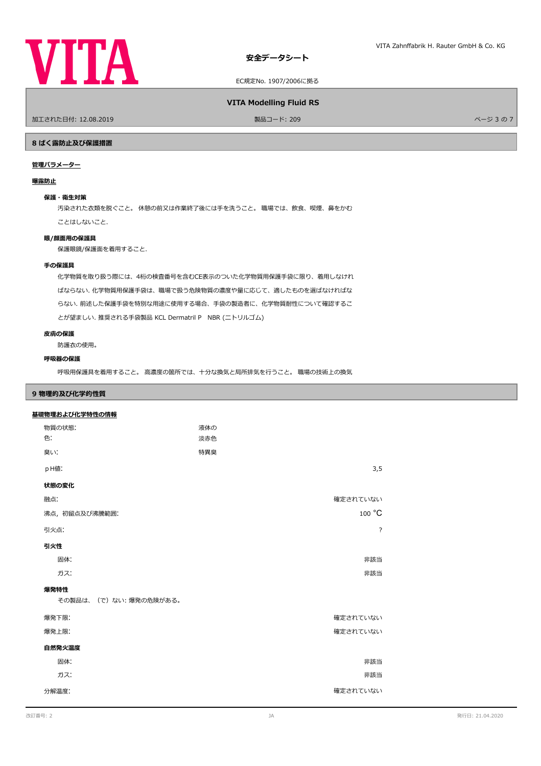## 8 ばく露防止及び保護措置

**管理パラメーター**

**曝露防止**

**保護・衛生対策**

汚染された衣類を脱ぐこと。 休憩の前又は作業終了後には手を洗うこと。 職場では、飲食、喫煙、鼻をかむことはしないこと.

**眼/顔面用の保護具**

保護眼鏡/保護面を着用すること.

**手の保護具**

化学物質を取り扱う際には、4桁の検査番号を含むCE表示のついた化学物質用保護手袋に限り、着用しなければならない. 化学物質用保護手袋は、職場で扱う危険物質の濃度や量に応じて、適したものを選ばなければならない. 前述した保護手袋を特別な用途に使用する場合、手袋の製造者に、化学物質耐性について確認することが望ましい. 推奨される手袋製品 KCL Dermatril P　NBR (ニトリルゴム)

**皮膚の保護**

防護衣の使用。

**呼吸器の保護**

呼吸用保護具を着用すること。 高濃度の箇所では、十分な換気と局所排気を行うこと。 職場の技術上の換気

## 9 物理的及び化学的性質

**基礎物理および化学特性の情報**

| | |
|---|---|
| 物質の状態: | 液体の |
| 色: | 淡赤色 |
| 臭い: | 特異臭 |
| pH値: | 3,5 |

**状態の変化**

| | |
|---|---|
| 融点: | 確定されていない |
| 沸点，初留点及び沸騰範囲: | 100 °C |
| 引火点: | ? |

**引火性**

| | |
|---|---|
| 固体: | 非該当 |
| ガス: | 非該当 |

**爆発特性**

その製品は、（で）ない: 爆発の危険がある。

| | |
|---|---|
| 爆発下限: | 確定されていない |
| 爆発上限: | 確定されていない |

**自然発火温度**

| | |
|---|---|
| 固体: | 非該当 |
| ガス: | 非該当 |
| 分解温度: | 確定されていない |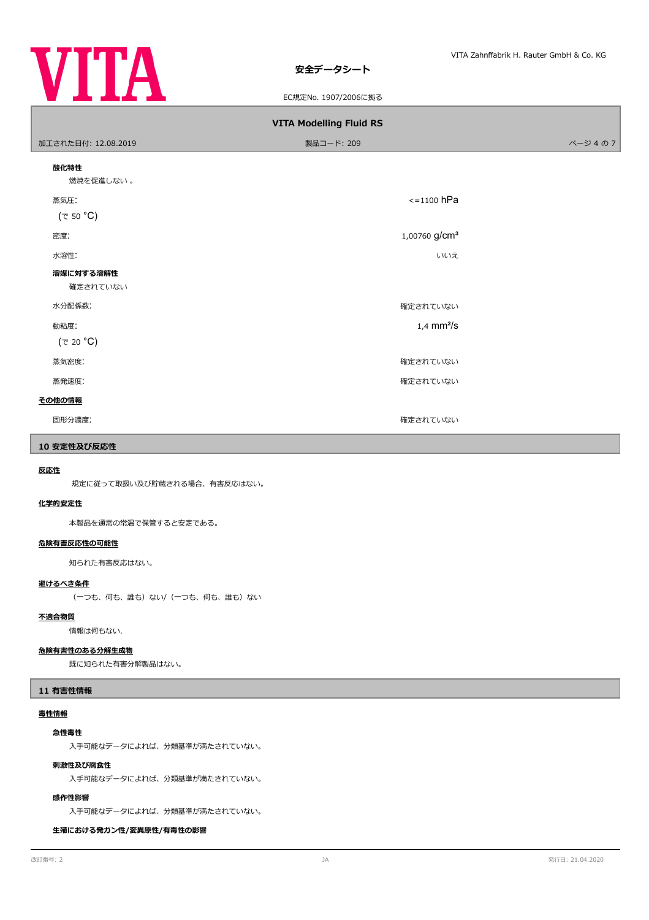**酸化特性**

燃焼を促進しない 。

| | |
|---|---|
| 蒸気圧:<br>(で 50 °C) | <=1100 hPa |
| 密度: | 1,00760 g/cm³ |
| 水溶性: | いいえ |

**溶媒に対する溶解性**

確定されていない

| | |
|---|---|
| 水分配係数: | 確定されていない |
| 動粘度:<br>(で 20 °C) | 1,4 mm²/s |
| 蒸気密度: | 確定されていない |
| 蒸発速度: | 確定されていない |

**その他の情報**

| | |
|---|---|
| 固形分濃度: | 確定されていない |

## 10 安定性及び反応性

**反応性**

規定に従って取扱い及び貯蔵される場合、有害反応はない。

**化学的安定性**

本製品を通常の常温で保管すると安定である。

**危険有害反応性の可能性**

知られた有害反応はない。

**避けるべき条件**

（一つも、何も、誰も）ない/（一つも、何も、誰も）ない

**不適合物質**

情報は何もない.

**危険有害性のある分解生成物**

既に知られた有害分解製品はない。

## 11 有害性情報

**毒性情報**

**急性毒性**

入手可能なデータによれば、分類基準が満たされていない。

**刺激性及び腐食性**

入手可能なデータによれば、分類基準が満たされていない。

**感作性影響**

入手可能なデータによれば、分類基準が満たされていない。

**生殖における発ガン性/変異原性/有毒性の影響**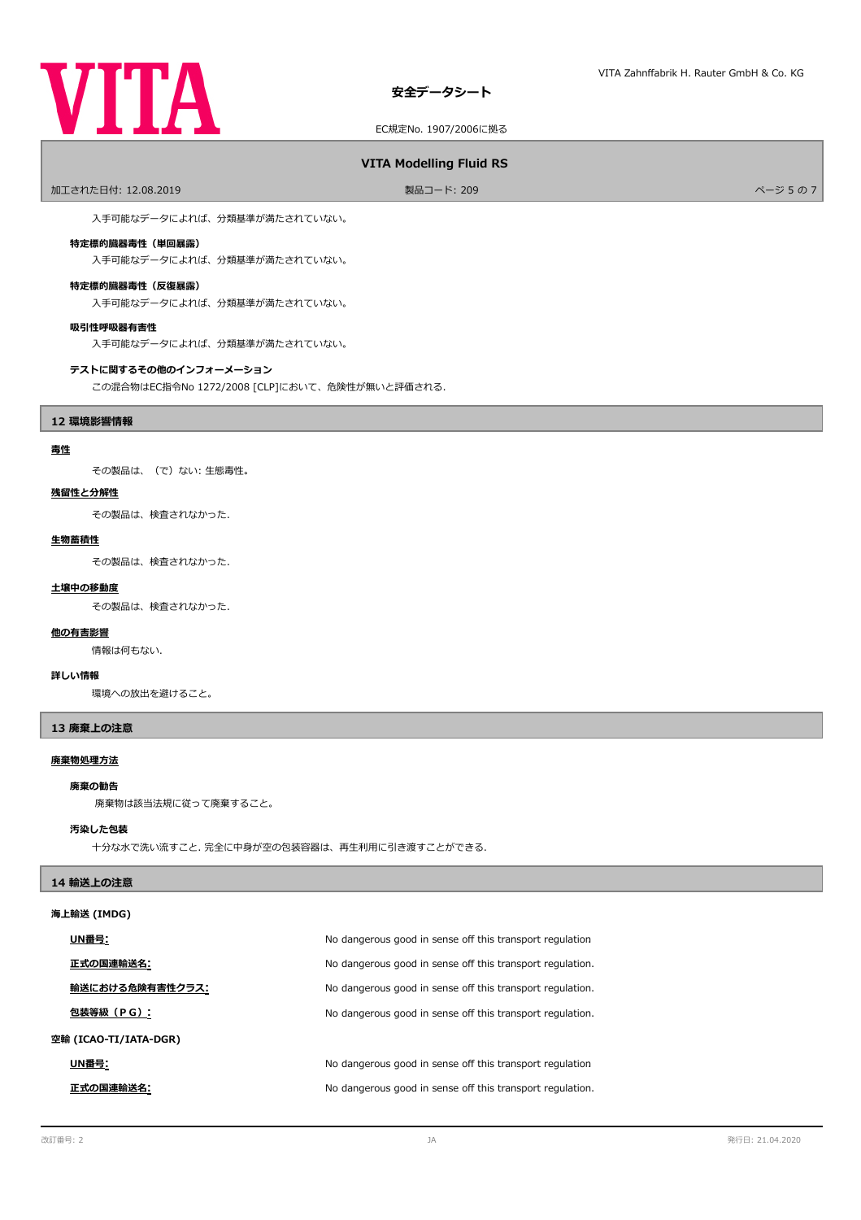入手可能なデータによれば、分類基準が満たされていない。

**特定標的臓器毒性（単回暴露）**

入手可能なデータによれば、分類基準が満たされていない。

**特定標的臓器毒性（反復暴露）**

入手可能なデータによれば、分類基準が満たされていない。

**吸引性呼吸器有害性**

入手可能なデータによれば、分類基準が満たされていない。

**テストに関するその他のインフォーメーション**

この混合物はEC指令No 1272/2008 [CLP]において、危険性が無いと評価される.

## 12 環境影響情報

**毒性**

その製品は、（で）ない: 生態毒性。

**残留性と分解性**

その製品は、検査されなかった.

**生物蓄積性**

その製品は、検査されなかった.

**土壌中の移動度**

その製品は、検査されなかった.

**他の有害影響**

情報は何もない.

**詳しい情報**

環境への放出を避けること。

## 13 廃棄上の注意

**廃棄物処理方法**

**廃棄の勧告**

廃棄物は該当法規に従って廃棄すること。

**汚染した包装**

十分な水で洗い流すこと. 完全に中身が空の包装容器は、再生利用に引き渡すことができる.

## 14 輸送上の注意

**海上輸送 (IMDG)**

| | |
|---|---|
| **UN番号:** | No dangerous good in sense off this transport regulation |
| **正式の国連輸送名:** | No dangerous good in sense off this transport regulation. |
| **輸送における危険有害性クラス:** | No dangerous good in sense off this transport regulation. |
| **包装等級（PG）:** | No dangerous good in sense off this transport regulation. |

**空輸 (ICAO-TI/IATA-DGR)**

| | |
|---|---|
| **UN番号:** | No dangerous good in sense off this transport regulation |
| **正式の国連輸送名:** | No dangerous good in sense off this transport regulation. |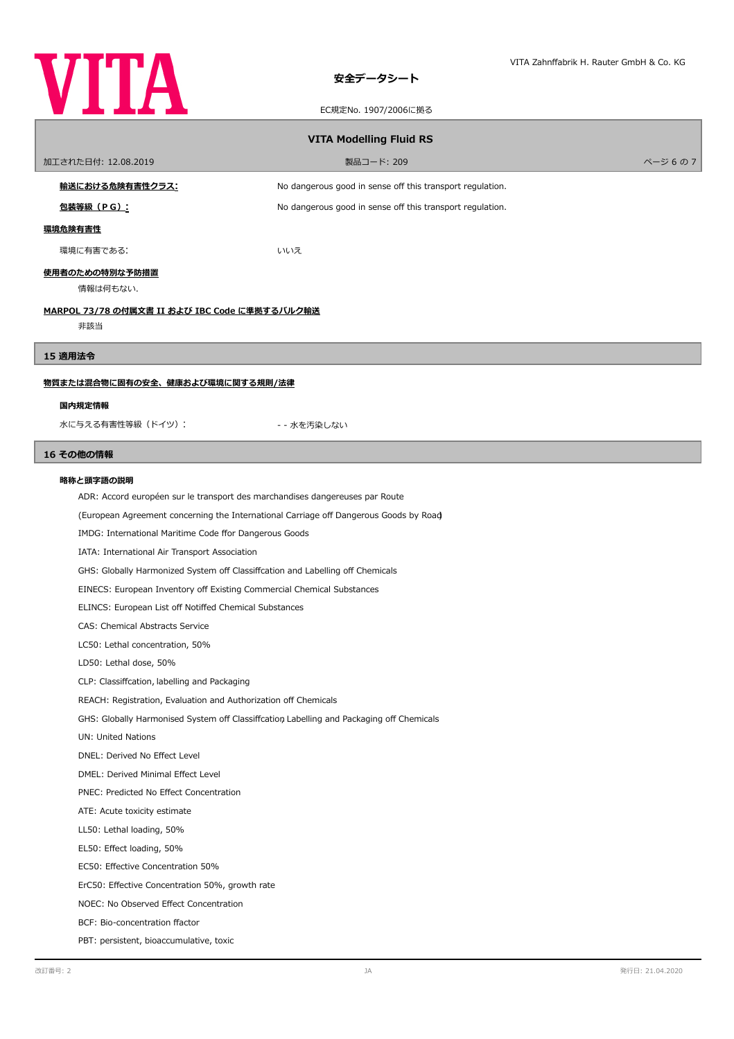**輸送における危険有害性クラス:** No dangerous good in sense off this transport regulation.

**包装等級（ＰＧ）:** No dangerous good in sense off this transport regulation.

**環境危険有害性**

環境に有害である: いいえ

**使用者のための特別な予防措置**

情報は何もない.

**MARPOL 73/78 の付属文書 II および IBC Code に準拠するバルク輸送**

非該当

## 15 適用法令

**物質または混合物に固有の安全、健康および環境に関する規則/法律**

**国内規定情報**

水に与える有害性等級（ドイツ）: - - 水を汚染しない

## 16 その他の情報

**略称と頭字語の説明**

ADR: Accord européen sur le transport des marchandises dangereuses par Route
(European Agreement concerning the International Carriage off Dangerous Goods by Road)
IMDG: International Maritime Code ffor Dangerous Goods
IATA: International Air Transport Association
GHS: Globally Harmonized System off Classiffcation and Labelling off Chemicals
EINECS: European Inventory off Existing Commercial Chemical Substances
ELINCS: European List off Notiffed Chemical Substances
CAS: Chemical Abstracts Service
LC50: Lethal concentration, 50%
LD50: Lethal dose, 50%
CLP: Classiffcation, labelling and Packaging
REACH: Registration, Evaluation and Authorization off Chemicals
GHS: Globally Harmonised System off Classiffcation, Labelling and Packaging off Chemicals
UN: United Nations
DNEL: Derived No Effect Level
DMEL: Derived Minimal Effect Level
PNEC: Predicted No Effect Concentration
ATE: Acute toxicity estimate
LL50: Lethal loading, 50%
EL50: Effect loading, 50%
EC50: Effective Concentration 50%
ErC50: Effective Concentration 50%, growth rate
NOEC: No Observed Effect Concentration
BCF: Bio-concentration ffactor
PBT: persistent, bioaccumulative, toxic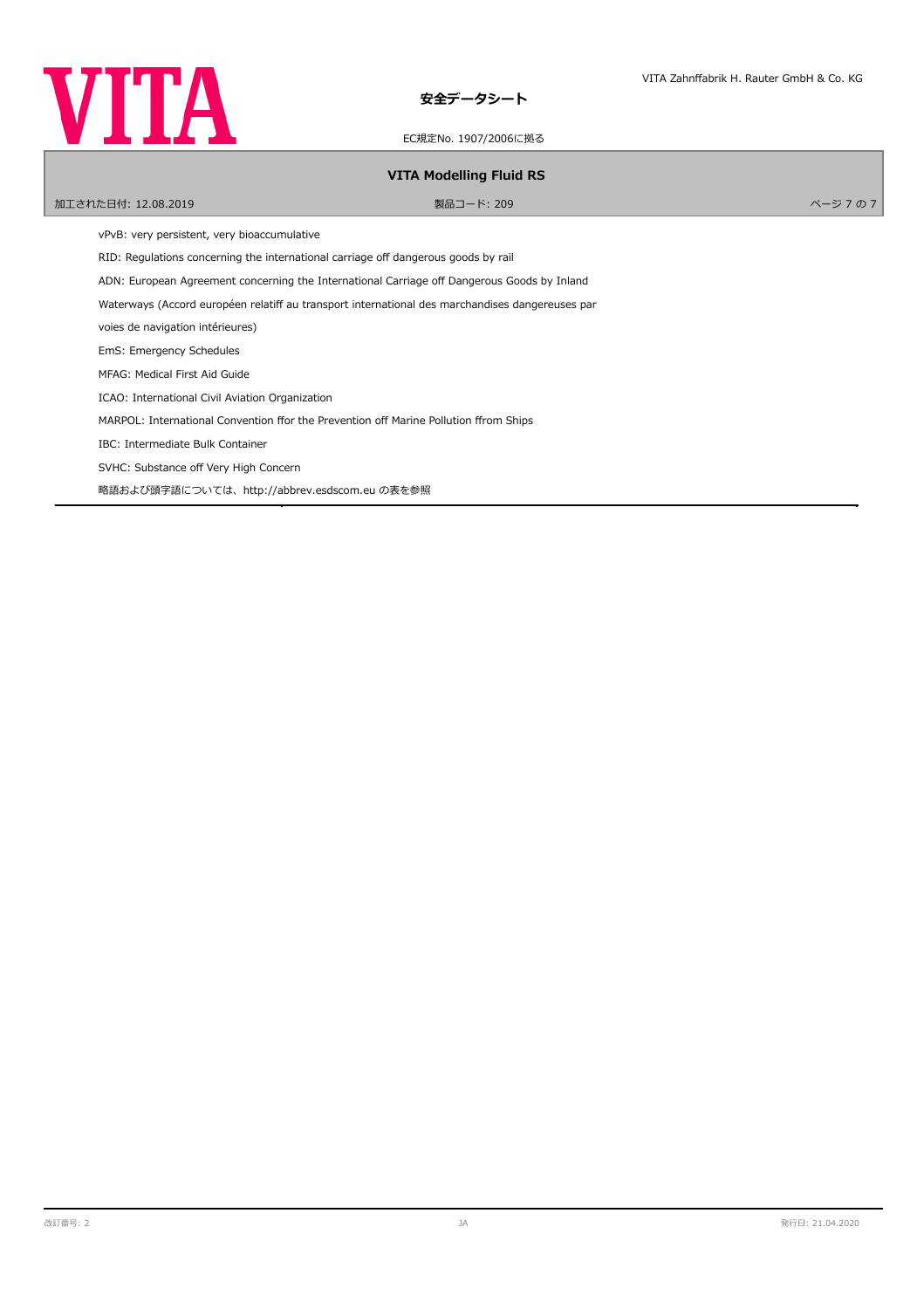vPvB: very persistent, very bioaccumulative

RID: Regulations concerning the international carriage off dangerous goods by rail

ADN: European Agreement concerning the International Carriage off Dangerous Goods by Inland Waterways (Accord européen relatiff au transport international des marchandises dangereuses par voies de navigation intérieures)

EmS: Emergency Schedules

MFAG: Medical First Aid Guide

ICAO: International Civil Aviation Organization

MARPOL: International Convention ffor the Prevention off Marine Pollution ffrom Ships

IBC: Intermediate Bulk Container

SVHC: Substance off Very High Concern

略語および頭字語については、http://abbrev.esdscom.eu の表を参照